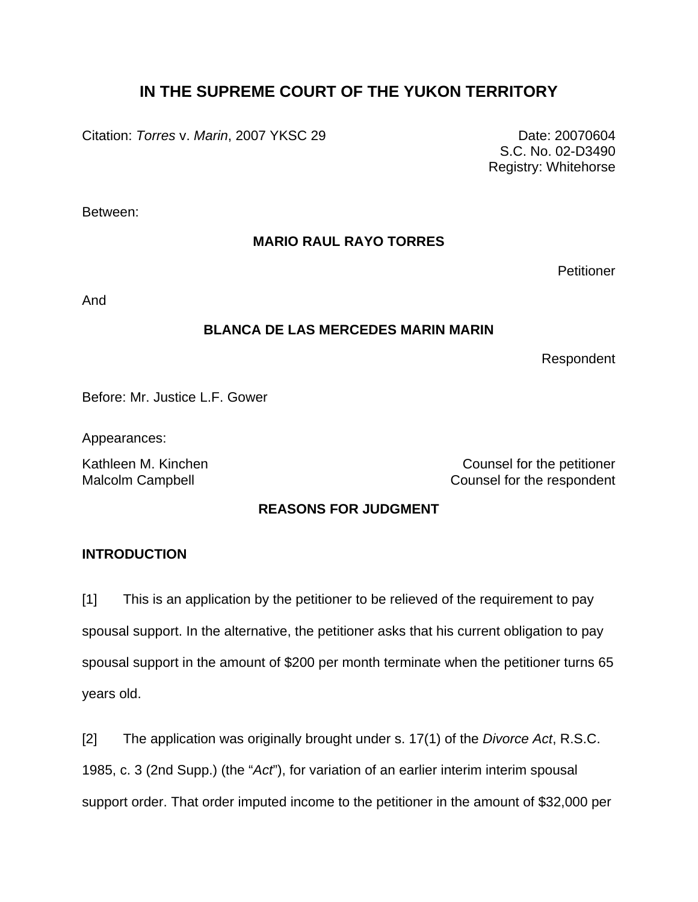# IN THE SUPREME COURT OF THE YUKON TERRITORY

Citation: *Torres* v. *Marin*, 2007 YKSC 29

Date: 20070604
S.C. No. 02-D3490
Registry: Whitehorse

Between:

**MARIO RAUL RAYO TORRES**

Petitioner

And

**BLANCA DE LAS MERCEDES MARIN MARIN**

Respondent

Before: Mr. Justice L.F. Gower

Appearances:

Kathleen M. Kinchen — Counsel for the petitioner
Malcolm Campbell — Counsel for the respondent

## REASONS FOR JUDGMENT

### INTRODUCTION

[1] This is an application by the petitioner to be relieved of the requirement to pay spousal support. In the alternative, the petitioner asks that his current obligation to pay spousal support in the amount of $200 per month terminate when the petitioner turns 65 years old.

[2] The application was originally brought under s. 17(1) of the *Divorce Act*, R.S.C. 1985, c. 3 (2nd Supp.) (the "*Act*"), for variation of an earlier interim interim spousal support order. That order imputed income to the petitioner in the amount of $32,000 per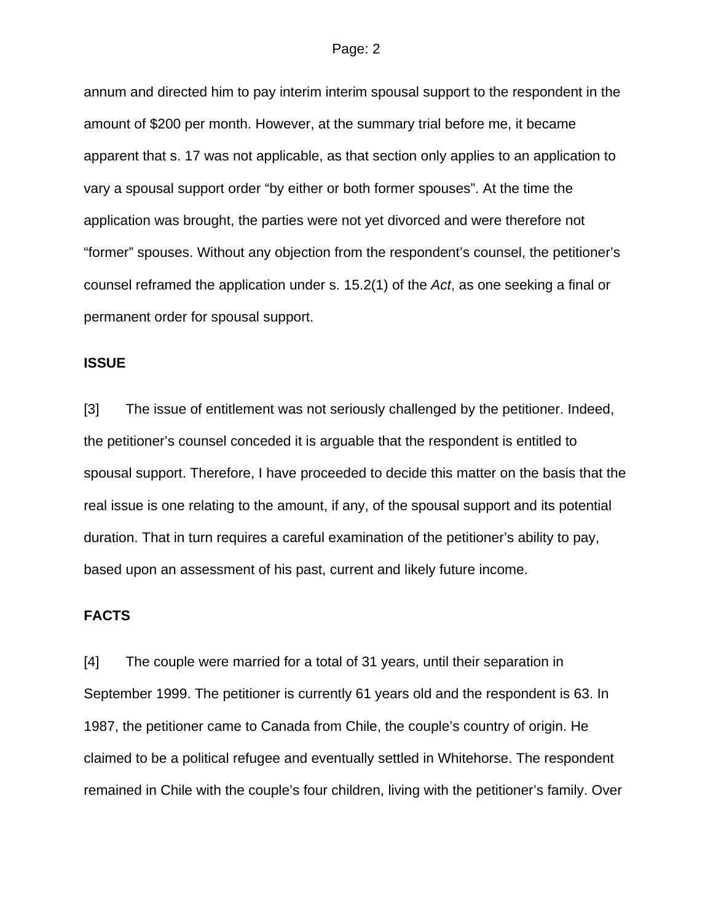annum and directed him to pay interim interim spousal support to the respondent in the amount of $200 per month. However, at the summary trial before me, it became apparent that s. 17 was not applicable, as that section only applies to an application to vary a spousal support order "by either or both former spouses". At the time the application was brought, the parties were not yet divorced and were therefore not "former" spouses. Without any objection from the respondent's counsel, the petitioner's counsel reframed the application under s. 15.2(1) of the *Act*, as one seeking a final or permanent order for spousal support.

**ISSUE**

[3] The issue of entitlement was not seriously challenged by the petitioner. Indeed, the petitioner's counsel conceded it is arguable that the respondent is entitled to spousal support. Therefore, I have proceeded to decide this matter on the basis that the real issue is one relating to the amount, if any, of the spousal support and its potential duration. That in turn requires a careful examination of the petitioner's ability to pay, based upon an assessment of his past, current and likely future income.

**FACTS**

[4] The couple were married for a total of 31 years, until their separation in September 1999. The petitioner is currently 61 years old and the respondent is 63. In 1987, the petitioner came to Canada from Chile, the couple's country of origin. He claimed to be a political refugee and eventually settled in Whitehorse. The respondent remained in Chile with the couple's four children, living with the petitioner's family. Over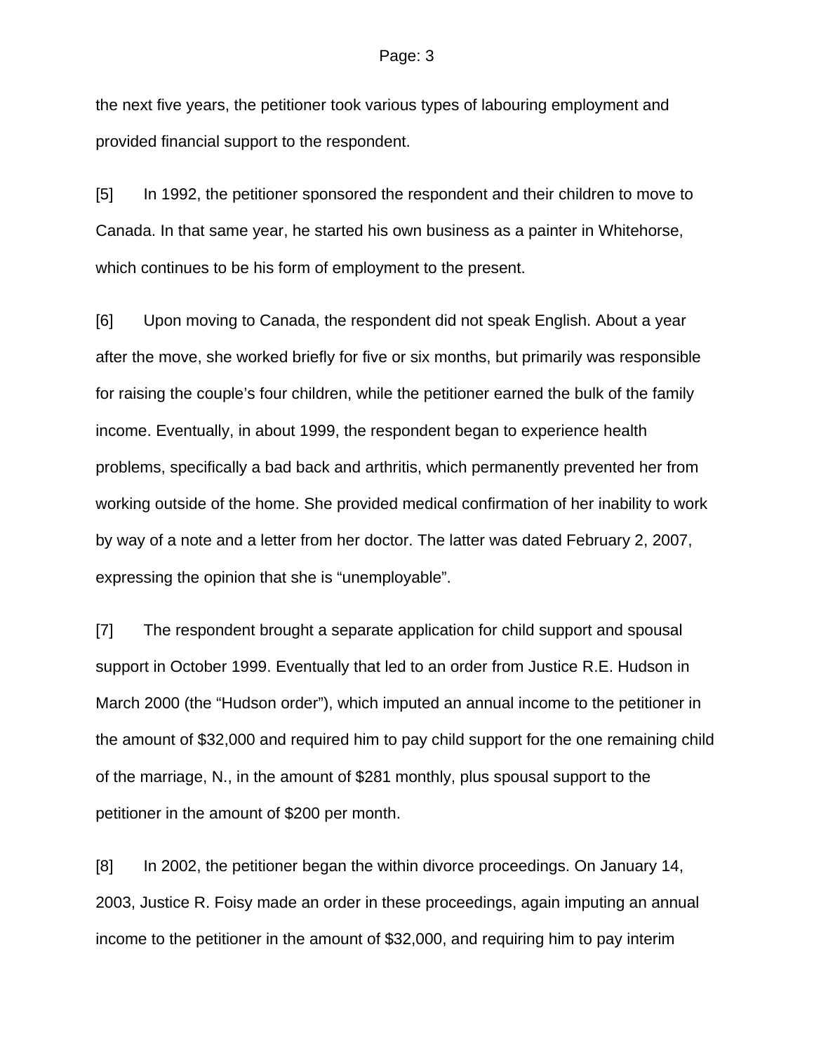the next five years, the petitioner took various types of labouring employment and provided financial support to the respondent.

[5] In 1992, the petitioner sponsored the respondent and their children to move to Canada. In that same year, he started his own business as a painter in Whitehorse, which continues to be his form of employment to the present.

[6] Upon moving to Canada, the respondent did not speak English. About a year after the move, she worked briefly for five or six months, but primarily was responsible for raising the couple's four children, while the petitioner earned the bulk of the family income. Eventually, in about 1999, the respondent began to experience health problems, specifically a bad back and arthritis, which permanently prevented her from working outside of the home. She provided medical confirmation of her inability to work by way of a note and a letter from her doctor. The latter was dated February 2, 2007, expressing the opinion that she is "unemployable".

[7] The respondent brought a separate application for child support and spousal support in October 1999. Eventually that led to an order from Justice R.E. Hudson in March 2000 (the "Hudson order"), which imputed an annual income to the petitioner in the amount of $32,000 and required him to pay child support for the one remaining child of the marriage, N., in the amount of $281 monthly, plus spousal support to the petitioner in the amount of $200 per month.

[8] In 2002, the petitioner began the within divorce proceedings. On January 14, 2003, Justice R. Foisy made an order in these proceedings, again imputing an annual income to the petitioner in the amount of $32,000, and requiring him to pay interim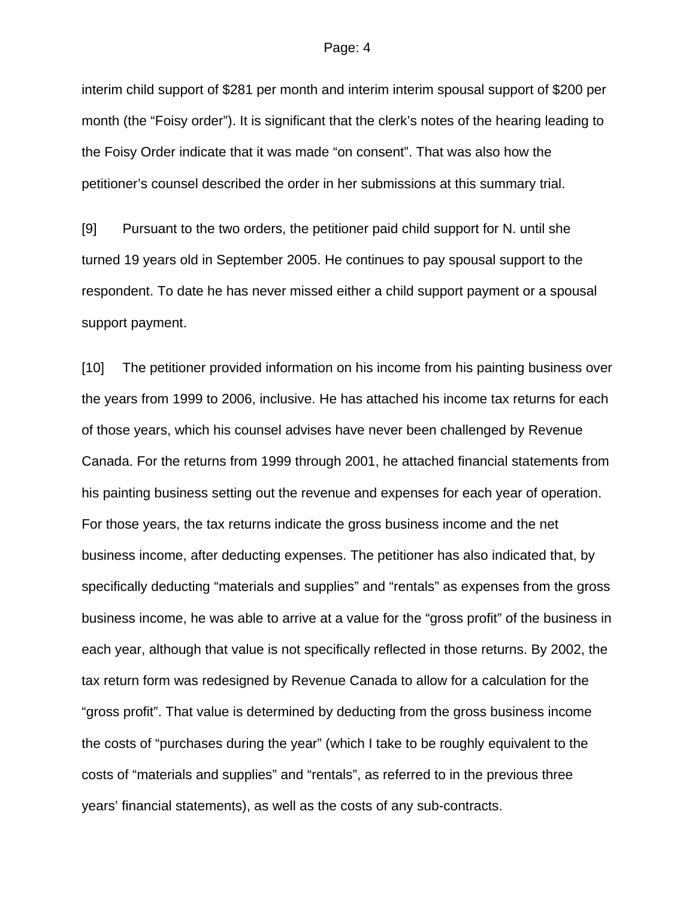interim child support of $281 per month and interim interim spousal support of $200 per month (the "Foisy order"). It is significant that the clerk's notes of the hearing leading to the Foisy Order indicate that it was made "on consent". That was also how the petitioner's counsel described the order in her submissions at this summary trial.

[9] Pursuant to the two orders, the petitioner paid child support for N. until she turned 19 years old in September 2005. He continues to pay spousal support to the respondent. To date he has never missed either a child support payment or a spousal support payment.

[10] The petitioner provided information on his income from his painting business over the years from 1999 to 2006, inclusive. He has attached his income tax returns for each of those years, which his counsel advises have never been challenged by Revenue Canada. For the returns from 1999 through 2001, he attached financial statements from his painting business setting out the revenue and expenses for each year of operation. For those years, the tax returns indicate the gross business income and the net business income, after deducting expenses. The petitioner has also indicated that, by specifically deducting "materials and supplies" and "rentals" as expenses from the gross business income, he was able to arrive at a value for the "gross profit" of the business in each year, although that value is not specifically reflected in those returns. By 2002, the tax return form was redesigned by Revenue Canada to allow for a calculation for the "gross profit". That value is determined by deducting from the gross business income the costs of "purchases during the year" (which I take to be roughly equivalent to the costs of "materials and supplies" and "rentals", as referred to in the previous three years' financial statements), as well as the costs of any sub-contracts.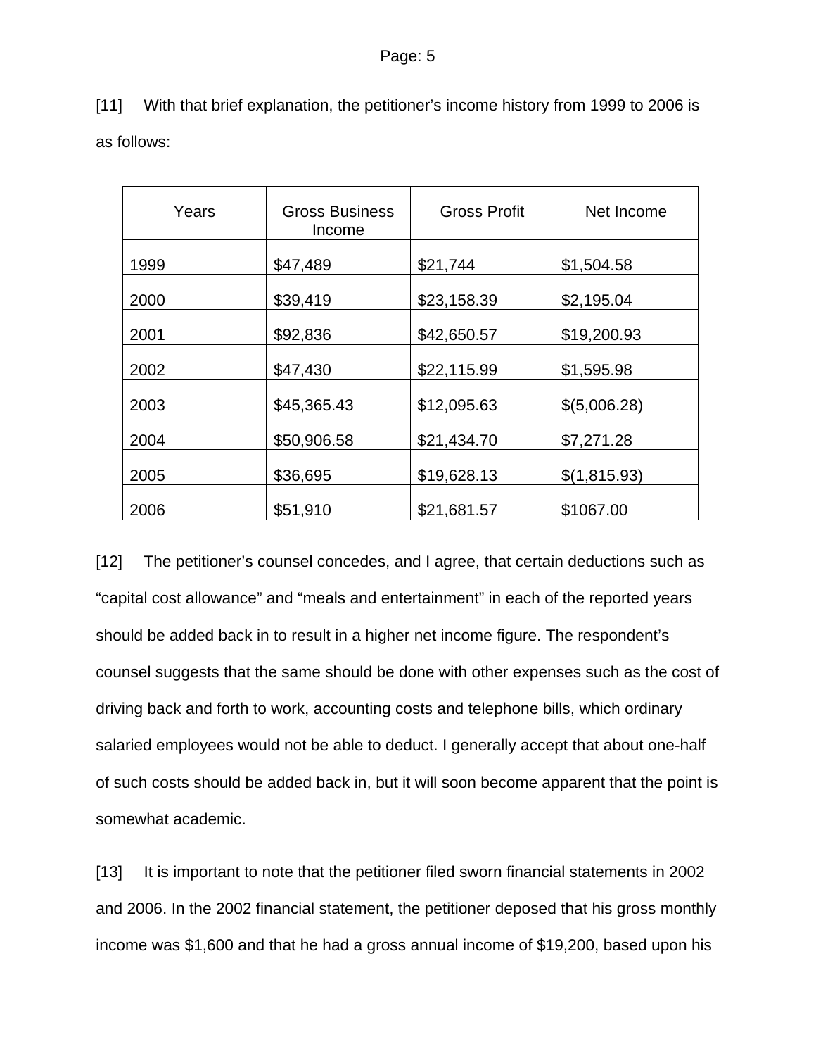[11] With that brief explanation, the petitioner's income history from 1999 to 2006 is as follows:

| Years | Gross Business Income | Gross Profit | Net Income |
| --- | --- | --- | --- |
| 1999 | $47,489 | $21,744 | $1,504.58 |
| 2000 | $39,419 | $23,158.39 | $2,195.04 |
| 2001 | $92,836 | $42,650.57 | $19,200.93 |
| 2002 | $47,430 | $22,115.99 | $1,595.98 |
| 2003 | $45,365.43 | $12,095.63 | $(5,006.28) |
| 2004 | $50,906.58 | $21,434.70 | $7,271.28 |
| 2005 | $36,695 | $19,628.13 | $(1,815.93) |
| 2006 | $51,910 | $21,681.57 | $1067.00 |

[12] The petitioner's counsel concedes, and I agree, that certain deductions such as "capital cost allowance" and "meals and entertainment" in each of the reported years should be added back in to result in a higher net income figure. The respondent's counsel suggests that the same should be done with other expenses such as the cost of driving back and forth to work, accounting costs and telephone bills, which ordinary salaried employees would not be able to deduct. I generally accept that about one-half of such costs should be added back in, but it will soon become apparent that the point is somewhat academic.

[13] It is important to note that the petitioner filed sworn financial statements in 2002 and 2006. In the 2002 financial statement, the petitioner deposed that his gross monthly income was $1,600 and that he had a gross annual income of $19,200, based upon his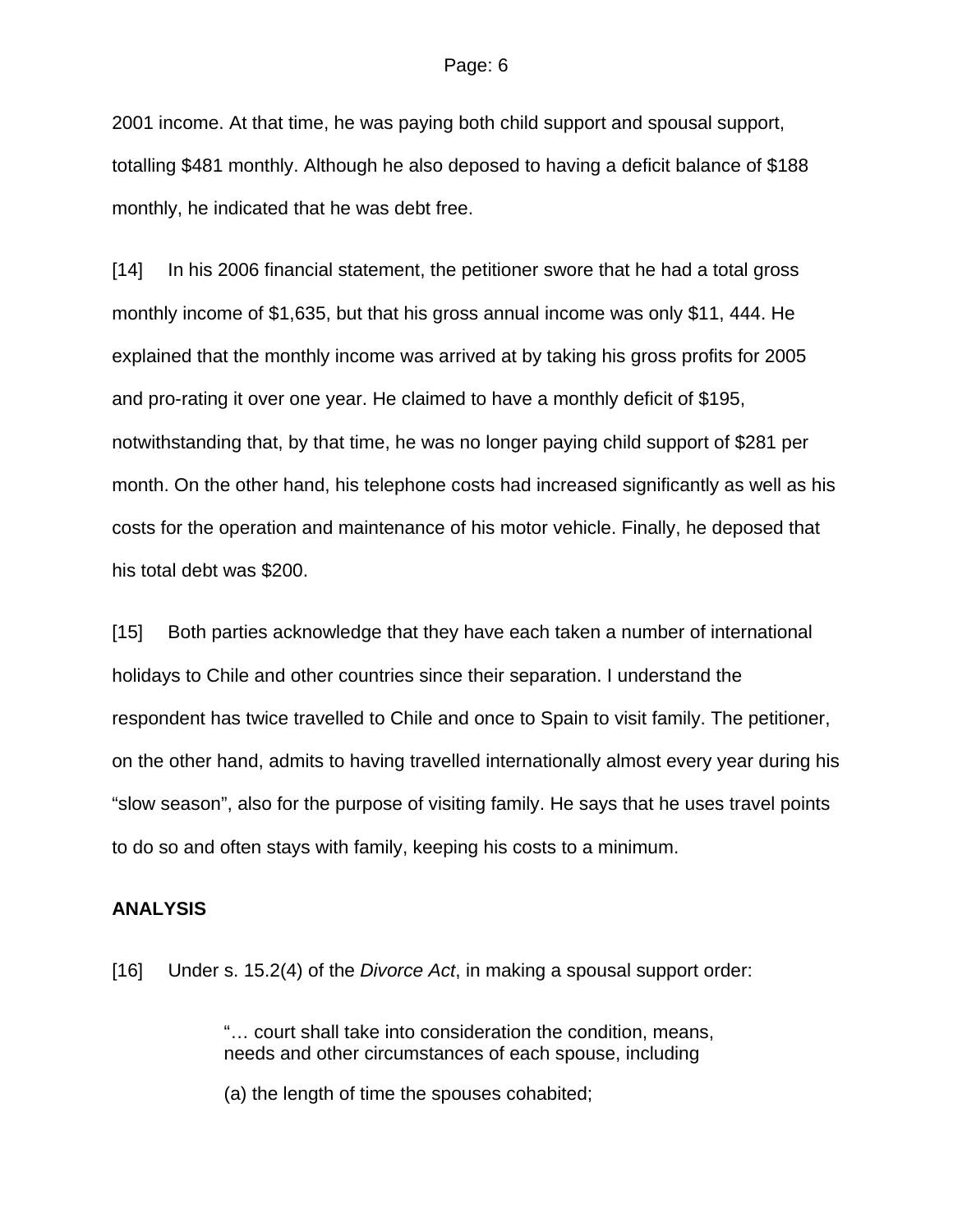2001 income. At that time, he was paying both child support and spousal support, totalling $481 monthly. Although he also deposed to having a deficit balance of $188 monthly, he indicated that he was debt free.

[14] In his 2006 financial statement, the petitioner swore that he had a total gross monthly income of $1,635, but that his gross annual income was only $11, 444. He explained that the monthly income was arrived at by taking his gross profits for 2005 and pro-rating it over one year. He claimed to have a monthly deficit of $195, notwithstanding that, by that time, he was no longer paying child support of $281 per month. On the other hand, his telephone costs had increased significantly as well as his costs for the operation and maintenance of his motor vehicle. Finally, he deposed that his total debt was $200.

[15] Both parties acknowledge that they have each taken a number of international holidays to Chile and other countries since their separation. I understand the respondent has twice travelled to Chile and once to Spain to visit family. The petitioner, on the other hand, admits to having travelled internationally almost every year during his "slow season", also for the purpose of visiting family. He says that he uses travel points to do so and often stays with family, keeping his costs to a minimum.

**ANALYSIS**

[16] Under s. 15.2(4) of the *Divorce Act*, in making a spousal support order:

> "… court shall take into consideration the condition, means, needs and other circumstances of each spouse, including
>
> (a) the length of time the spouses cohabited;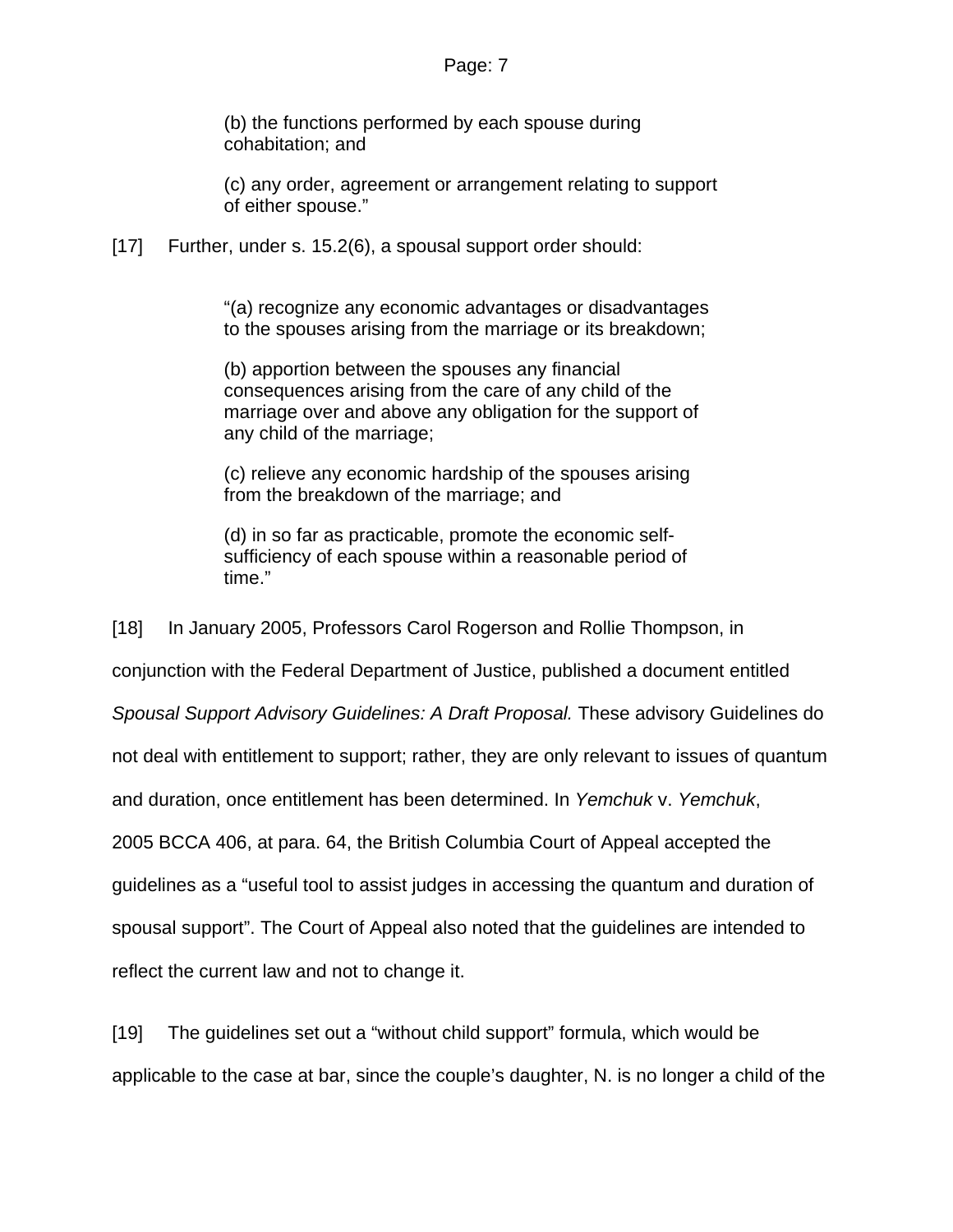> (b) the functions performed by each spouse during cohabitation; and
>
> (c) any order, agreement or arrangement relating to support of either spouse."

[17] Further, under s. 15.2(6), a spousal support order should:

> "(a) recognize any economic advantages or disadvantages to the spouses arising from the marriage or its breakdown;
>
> (b) apportion between the spouses any financial consequences arising from the care of any child of the marriage over and above any obligation for the support of any child of the marriage;
>
> (c) relieve any economic hardship of the spouses arising from the breakdown of the marriage; and
>
> (d) in so far as practicable, promote the economic self-sufficiency of each spouse within a reasonable period of time."

[18] In January 2005, Professors Carol Rogerson and Rollie Thompson, in conjunction with the Federal Department of Justice, published a document entitled *Spousal Support Advisory Guidelines: A Draft Proposal.* These advisory Guidelines do not deal with entitlement to support; rather, they are only relevant to issues of quantum and duration, once entitlement has been determined. In *Yemchuk* v. *Yemchuk*, 2005 BCCA 406, at para. 64, the British Columbia Court of Appeal accepted the guidelines as a "useful tool to assist judges in accessing the quantum and duration of spousal support". The Court of Appeal also noted that the guidelines are intended to reflect the current law and not to change it.

[19] The guidelines set out a "without child support" formula, which would be applicable to the case at bar, since the couple's daughter, N. is no longer a child of the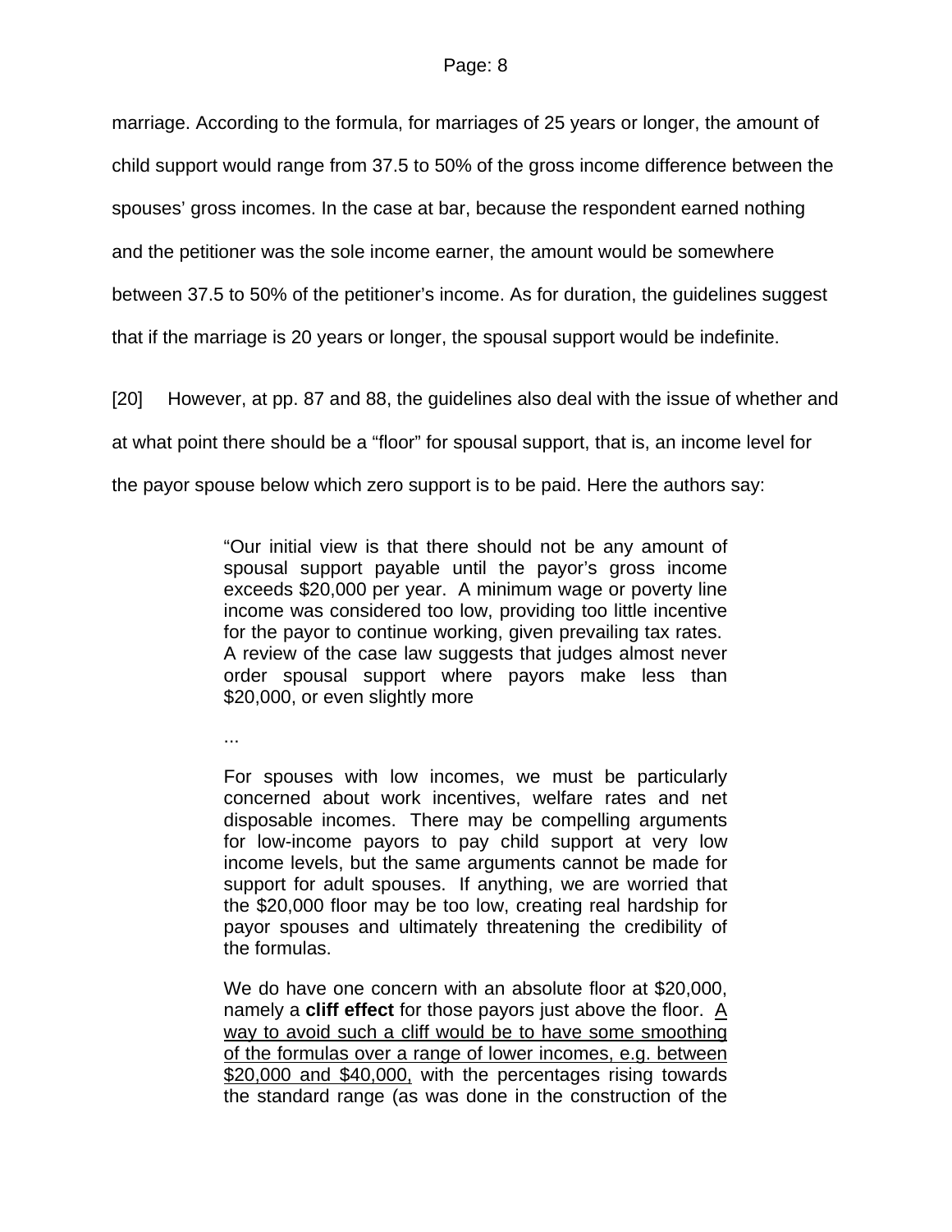marriage. According to the formula, for marriages of 25 years or longer, the amount of child support would range from 37.5 to 50% of the gross income difference between the spouses' gross incomes. In the case at bar, because the respondent earned nothing and the petitioner was the sole income earner, the amount would be somewhere between 37.5 to 50% of the petitioner's income. As for duration, the guidelines suggest that if the marriage is 20 years or longer, the spousal support would be indefinite.

[20] However, at pp. 87 and 88, the guidelines also deal with the issue of whether and at what point there should be a "floor" for spousal support, that is, an income level for the payor spouse below which zero support is to be paid. Here the authors say:

> "Our initial view is that there should not be any amount of spousal support payable until the payor's gross income exceeds $20,000 per year. A minimum wage or poverty line income was considered too low, providing too little incentive for the payor to continue working, given prevailing tax rates. A review of the case law suggests that judges almost never order spousal support where payors make less than $20,000, or even slightly more
>
> ...
>
> For spouses with low incomes, we must be particularly concerned about work incentives, welfare rates and net disposable incomes. There may be compelling arguments for low-income payors to pay child support at very low income levels, but the same arguments cannot be made for support for adult spouses. If anything, we are worried that the $20,000 floor may be too low, creating real hardship for payor spouses and ultimately threatening the credibility of the formulas.
>
> We do have one concern with an absolute floor at $20,000, namely a **cliff effect** for those payors just above the floor. <u>A way to avoid such a cliff would be to have some smoothing of the formulas over a range of lower incomes, e.g. between $20,000 and $40,000,</u> with the percentages rising towards the standard range (as was done in the construction of the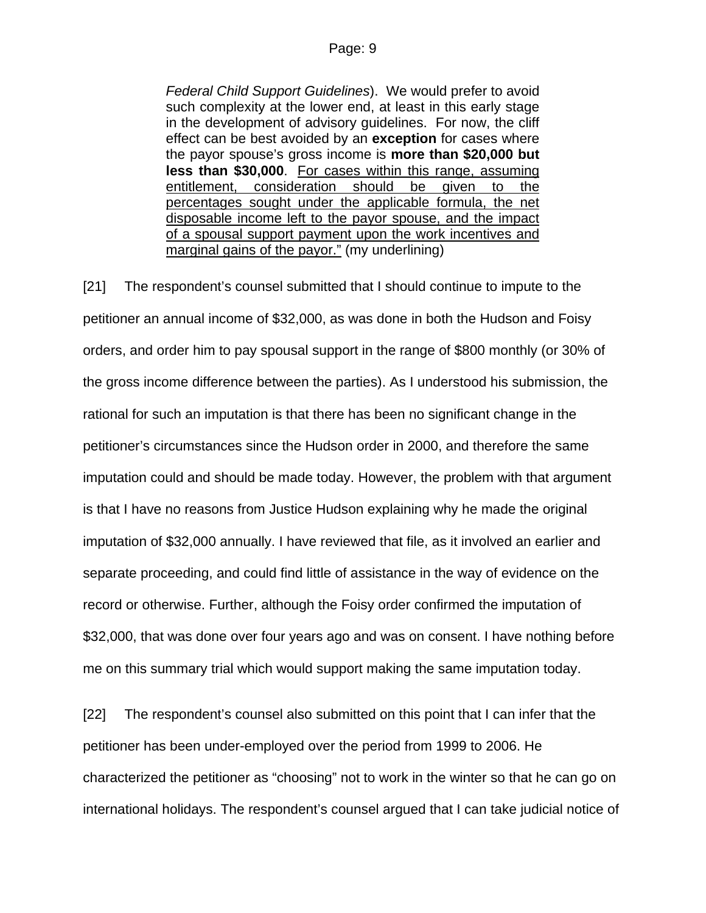> *Federal Child Support Guidelines*). We would prefer to avoid such complexity at the lower end, at least in this early stage in the development of advisory guidelines. For now, the cliff effect can be best avoided by an **exception** for cases where the payor spouse's gross income is **more than $20,000 but less than $30,000**. <u>For cases within this range, assuming entitlement, consideration should be given to the percentages sought under the applicable formula, the net disposable income left to the payor spouse, and the impact of a spousal support payment upon the work incentives and marginal gains of the payor."</u> (my underlining)

[21] The respondent's counsel submitted that I should continue to impute to the petitioner an annual income of $32,000, as was done in both the Hudson and Foisy orders, and order him to pay spousal support in the range of $800 monthly (or 30% of the gross income difference between the parties). As I understood his submission, the rational for such an imputation is that there has been no significant change in the petitioner's circumstances since the Hudson order in 2000, and therefore the same imputation could and should be made today. However, the problem with that argument is that I have no reasons from Justice Hudson explaining why he made the original imputation of $32,000 annually. I have reviewed that file, as it involved an earlier and separate proceeding, and could find little of assistance in the way of evidence on the record or otherwise. Further, although the Foisy order confirmed the imputation of $32,000, that was done over four years ago and was on consent. I have nothing before me on this summary trial which would support making the same imputation today.

[22] The respondent's counsel also submitted on this point that I can infer that the petitioner has been under-employed over the period from 1999 to 2006. He characterized the petitioner as "choosing" not to work in the winter so that he can go on international holidays. The respondent's counsel argued that I can take judicial notice of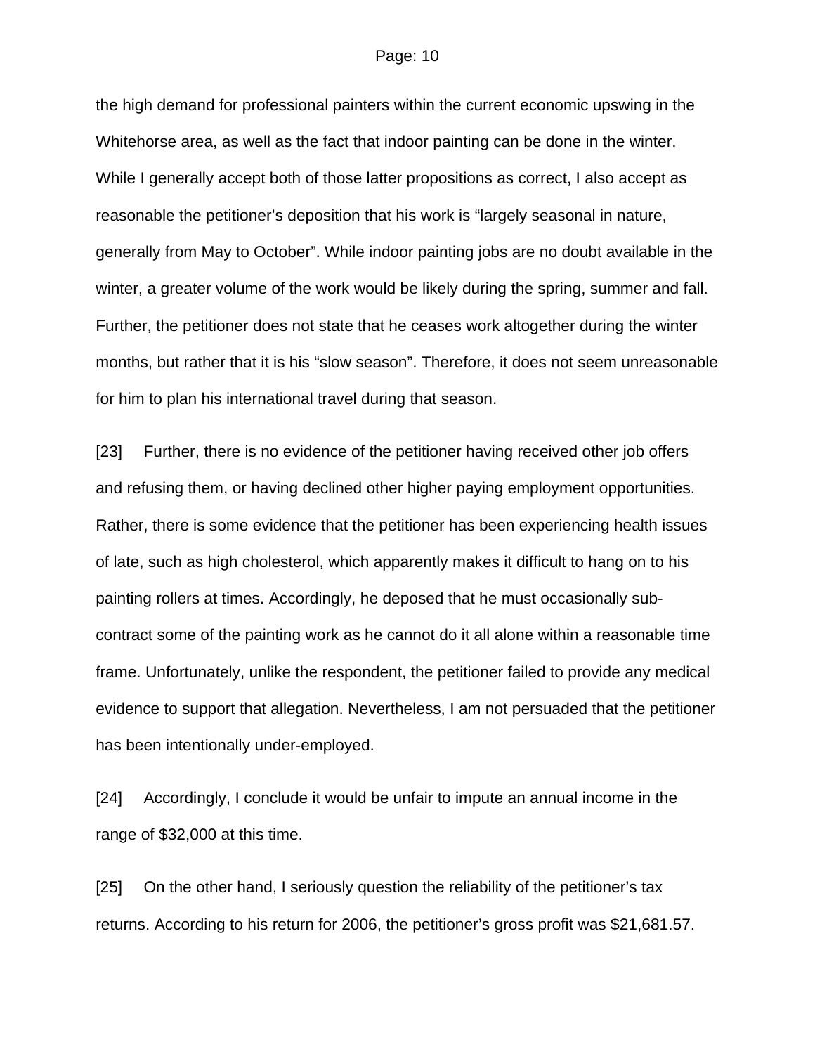the high demand for professional painters within the current economic upswing in the Whitehorse area, as well as the fact that indoor painting can be done in the winter. While I generally accept both of those latter propositions as correct, I also accept as reasonable the petitioner's deposition that his work is "largely seasonal in nature, generally from May to October". While indoor painting jobs are no doubt available in the winter, a greater volume of the work would be likely during the spring, summer and fall. Further, the petitioner does not state that he ceases work altogether during the winter months, but rather that it is his "slow season". Therefore, it does not seem unreasonable for him to plan his international travel during that season.

[23] Further, there is no evidence of the petitioner having received other job offers and refusing them, or having declined other higher paying employment opportunities. Rather, there is some evidence that the petitioner has been experiencing health issues of late, such as high cholesterol, which apparently makes it difficult to hang on to his painting rollers at times. Accordingly, he deposed that he must occasionally sub-contract some of the painting work as he cannot do it all alone within a reasonable time frame. Unfortunately, unlike the respondent, the petitioner failed to provide any medical evidence to support that allegation. Nevertheless, I am not persuaded that the petitioner has been intentionally under-employed.

[24] Accordingly, I conclude it would be unfair to impute an annual income in the range of $32,000 at this time.

[25] On the other hand, I seriously question the reliability of the petitioner's tax returns. According to his return for 2006, the petitioner's gross profit was $21,681.57.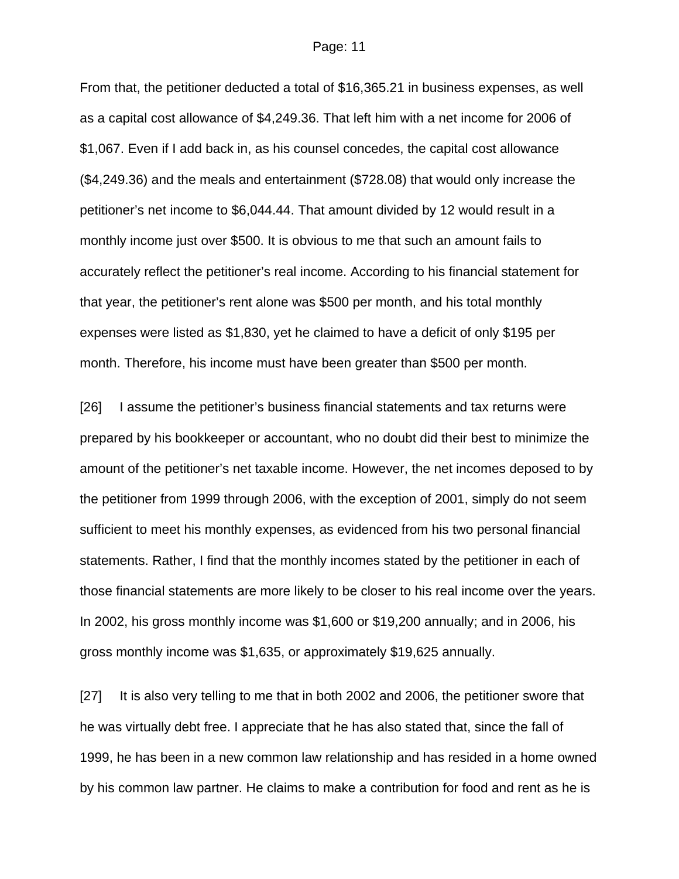From that, the petitioner deducted a total of $16,365.21 in business expenses, as well as a capital cost allowance of $4,249.36. That left him with a net income for 2006 of $1,067. Even if I add back in, as his counsel concedes, the capital cost allowance ($4,249.36) and the meals and entertainment ($728.08) that would only increase the petitioner's net income to $6,044.44. That amount divided by 12 would result in a monthly income just over $500. It is obvious to me that such an amount fails to accurately reflect the petitioner's real income. According to his financial statement for that year, the petitioner's rent alone was $500 per month, and his total monthly expenses were listed as $1,830, yet he claimed to have a deficit of only $195 per month. Therefore, his income must have been greater than $500 per month.

[26] I assume the petitioner's business financial statements and tax returns were prepared by his bookkeeper or accountant, who no doubt did their best to minimize the amount of the petitioner's net taxable income. However, the net incomes deposed to by the petitioner from 1999 through 2006, with the exception of 2001, simply do not seem sufficient to meet his monthly expenses, as evidenced from his two personal financial statements. Rather, I find that the monthly incomes stated by the petitioner in each of those financial statements are more likely to be closer to his real income over the years. In 2002, his gross monthly income was $1,600 or $19,200 annually; and in 2006, his gross monthly income was $1,635, or approximately $19,625 annually.

[27] It is also very telling to me that in both 2002 and 2006, the petitioner swore that he was virtually debt free. I appreciate that he has also stated that, since the fall of 1999, he has been in a new common law relationship and has resided in a home owned by his common law partner. He claims to make a contribution for food and rent as he is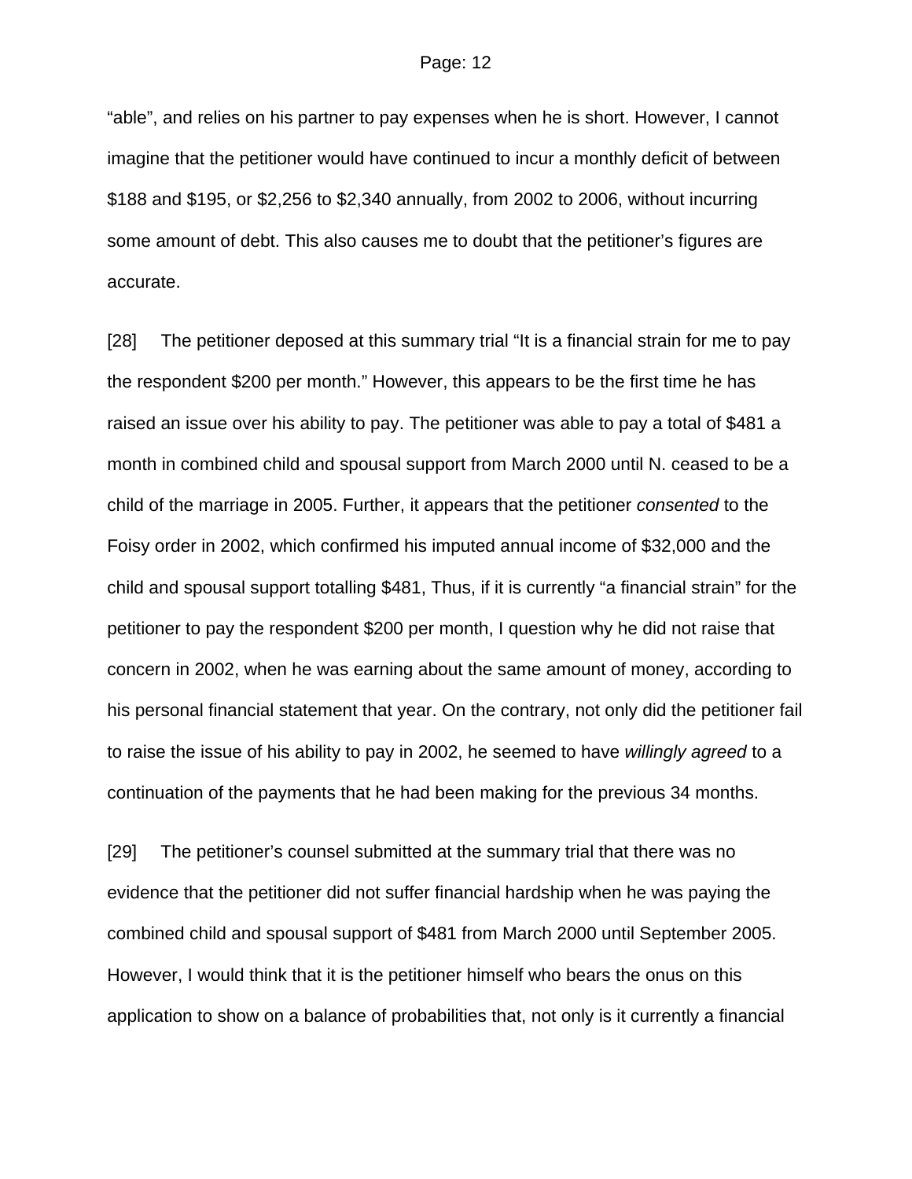“able”, and relies on his partner to pay expenses when he is short. However, I cannot imagine that the petitioner would have continued to incur a monthly deficit of between $188 and $195, or $2,256 to $2,340 annually, from 2002 to 2006, without incurring some amount of debt. This also causes me to doubt that the petitioner’s figures are accurate.

[28] The petitioner deposed at this summary trial “It is a financial strain for me to pay the respondent $200 per month.” However, this appears to be the first time he has raised an issue over his ability to pay. The petitioner was able to pay a total of $481 a month in combined child and spousal support from March 2000 until N. ceased to be a child of the marriage in 2005. Further, it appears that the petitioner *consented* to the Foisy order in 2002, which confirmed his imputed annual income of $32,000 and the child and spousal support totalling $481, Thus, if it is currently “a financial strain” for the petitioner to pay the respondent $200 per month, I question why he did not raise that concern in 2002, when he was earning about the same amount of money, according to his personal financial statement that year. On the contrary, not only did the petitioner fail to raise the issue of his ability to pay in 2002, he seemed to have *willingly agreed* to a continuation of the payments that he had been making for the previous 34 months.

[29] The petitioner’s counsel submitted at the summary trial that there was no evidence that the petitioner did not suffer financial hardship when he was paying the combined child and spousal support of $481 from March 2000 until September 2005. However, I would think that it is the petitioner himself who bears the onus on this application to show on a balance of probabilities that, not only is it currently a financial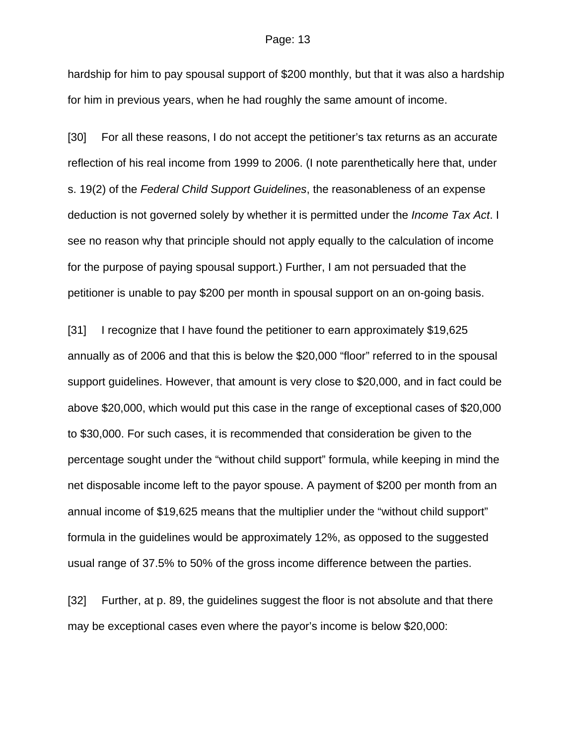hardship for him to pay spousal support of $200 monthly, but that it was also a hardship for him in previous years, when he had roughly the same amount of income.

[30] For all these reasons, I do not accept the petitioner's tax returns as an accurate reflection of his real income from 1999 to 2006. (I note parenthetically here that, under s. 19(2) of the *Federal Child Support Guidelines*, the reasonableness of an expense deduction is not governed solely by whether it is permitted under the *Income Tax Act*. I see no reason why that principle should not apply equally to the calculation of income for the purpose of paying spousal support.) Further, I am not persuaded that the petitioner is unable to pay $200 per month in spousal support on an on-going basis.

[31] I recognize that I have found the petitioner to earn approximately $19,625 annually as of 2006 and that this is below the $20,000 "floor" referred to in the spousal support guidelines. However, that amount is very close to $20,000, and in fact could be above $20,000, which would put this case in the range of exceptional cases of $20,000 to $30,000. For such cases, it is recommended that consideration be given to the percentage sought under the "without child support" formula, while keeping in mind the net disposable income left to the payor spouse. A payment of $200 per month from an annual income of $19,625 means that the multiplier under the "without child support" formula in the guidelines would be approximately 12%, as opposed to the suggested usual range of 37.5% to 50% of the gross income difference between the parties.

[32] Further, at p. 89, the guidelines suggest the floor is not absolute and that there may be exceptional cases even where the payor's income is below $20,000: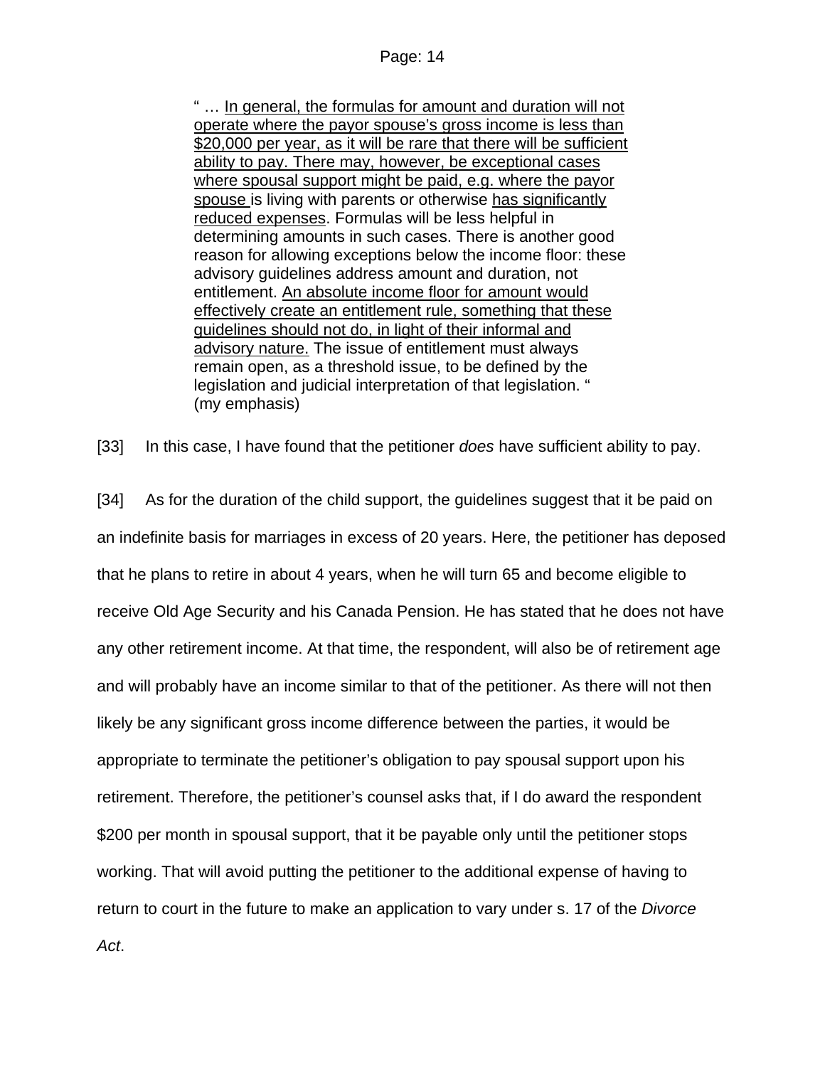> " … <u>In general, the formulas for amount and duration will not operate where the payor spouse's gross income is less than $20,000 per year, as it will be rare that there will be sufficient ability to pay. There may, however, be exceptional cases where spousal support might be paid, e.g. where the payor spouse</u> is living with parents or otherwise <u>has significantly reduced expenses</u>. Formulas will be less helpful in determining amounts in such cases. There is another good reason for allowing exceptions below the income floor: these advisory guidelines address amount and duration, not entitlement. <u>An absolute income floor for amount would effectively create an entitlement rule, something that these guidelines should not do, in light of their informal and advisory nature.</u> The issue of entitlement must always remain open, as a threshold issue, to be defined by the legislation and judicial interpretation of that legislation. " (my emphasis)

[33] In this case, I have found that the petitioner *does* have sufficient ability to pay.

[34] As for the duration of the child support, the guidelines suggest that it be paid on an indefinite basis for marriages in excess of 20 years. Here, the petitioner has deposed that he plans to retire in about 4 years, when he will turn 65 and become eligible to receive Old Age Security and his Canada Pension. He has stated that he does not have any other retirement income. At that time, the respondent, will also be of retirement age and will probably have an income similar to that of the petitioner. As there will not then likely be any significant gross income difference between the parties, it would be appropriate to terminate the petitioner's obligation to pay spousal support upon his retirement. Therefore, the petitioner's counsel asks that, if I do award the respondent $200 per month in spousal support, that it be payable only until the petitioner stops working. That will avoid putting the petitioner to the additional expense of having to return to court in the future to make an application to vary under s. 17 of the *Divorce Act*.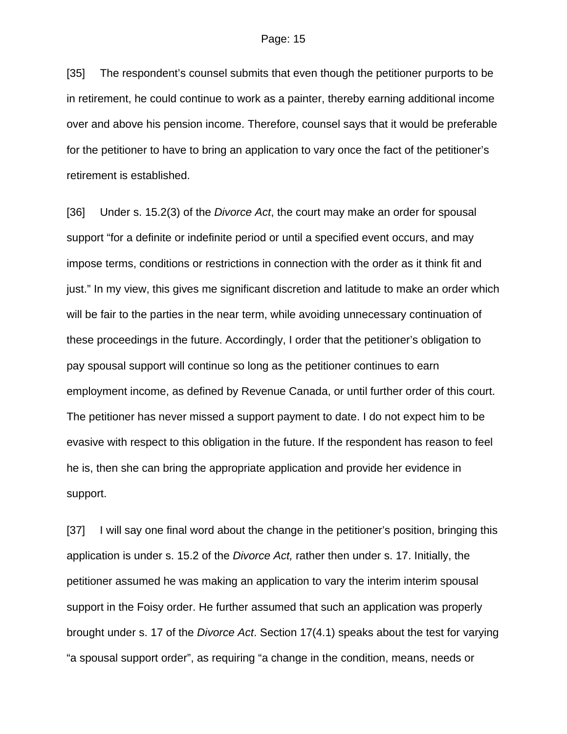[35] The respondent's counsel submits that even though the petitioner purports to be in retirement, he could continue to work as a painter, thereby earning additional income over and above his pension income. Therefore, counsel says that it would be preferable for the petitioner to have to bring an application to vary once the fact of the petitioner's retirement is established.

[36] Under s. 15.2(3) of the *Divorce Act*, the court may make an order for spousal support "for a definite or indefinite period or until a specified event occurs, and may impose terms, conditions or restrictions in connection with the order as it think fit and just." In my view, this gives me significant discretion and latitude to make an order which will be fair to the parties in the near term, while avoiding unnecessary continuation of these proceedings in the future. Accordingly, I order that the petitioner's obligation to pay spousal support will continue so long as the petitioner continues to earn employment income, as defined by Revenue Canada, or until further order of this court. The petitioner has never missed a support payment to date. I do not expect him to be evasive with respect to this obligation in the future. If the respondent has reason to feel he is, then she can bring the appropriate application and provide her evidence in support.

[37] I will say one final word about the change in the petitioner's position, bringing this application is under s. 15.2 of the *Divorce Act,* rather then under s. 17. Initially, the petitioner assumed he was making an application to vary the interim interim spousal support in the Foisy order. He further assumed that such an application was properly brought under s. 17 of the *Divorce Act*. Section 17(4.1) speaks about the test for varying "a spousal support order", as requiring "a change in the condition, means, needs or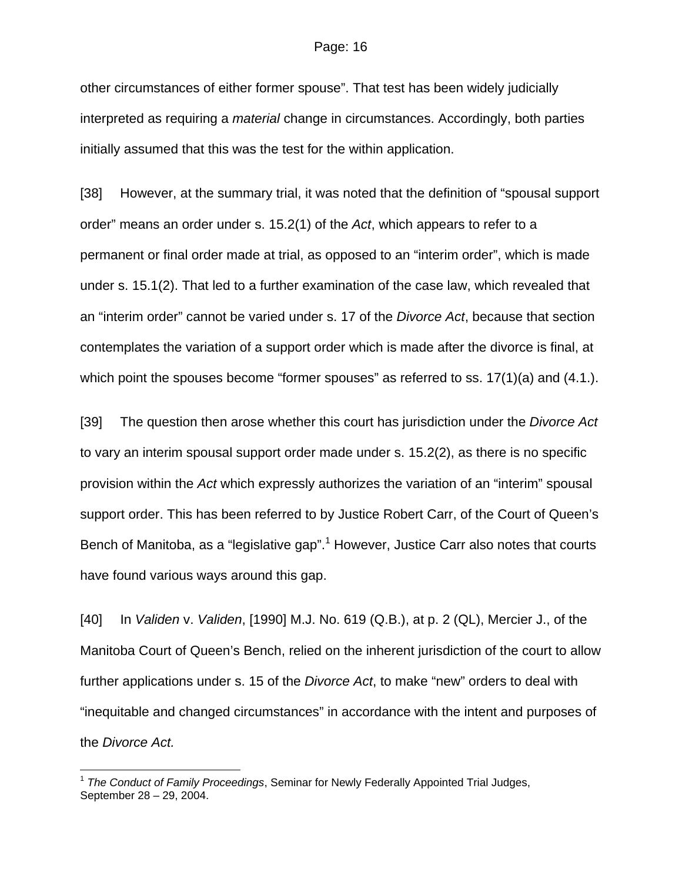other circumstances of either former spouse". That test has been widely judicially interpreted as requiring a *material* change in circumstances. Accordingly, both parties initially assumed that this was the test for the within application.

[38] However, at the summary trial, it was noted that the definition of "spousal support order" means an order under s. 15.2(1) of the *Act*, which appears to refer to a permanent or final order made at trial, as opposed to an "interim order", which is made under s. 15.1(2). That led to a further examination of the case law, which revealed that an "interim order" cannot be varied under s. 17 of the *Divorce Act*, because that section contemplates the variation of a support order which is made after the divorce is final, at which point the spouses become "former spouses" as referred to ss. 17(1)(a) and (4.1.).

[39] The question then arose whether this court has jurisdiction under the *Divorce Act* to vary an interim spousal support order made under s. 15.2(2), as there is no specific provision within the *Act* which expressly authorizes the variation of an "interim" spousal support order. This has been referred to by Justice Robert Carr, of the Court of Queen's Bench of Manitoba, as a "legislative gap".[1] However, Justice Carr also notes that courts have found various ways around this gap.

[40] In *Validen* v. *Validen*, [1990] M.J. No. 619 (Q.B.), at p. 2 (QL), Mercier J., of the Manitoba Court of Queen's Bench, relied on the inherent jurisdiction of the court to allow further applications under s. 15 of the *Divorce Act*, to make "new" orders to deal with "inequitable and changed circumstances" in accordance with the intent and purposes of the *Divorce Act.*

---

[1] *The Conduct of Family Proceedings*, Seminar for Newly Federally Appointed Trial Judges, September 28 – 29, 2004.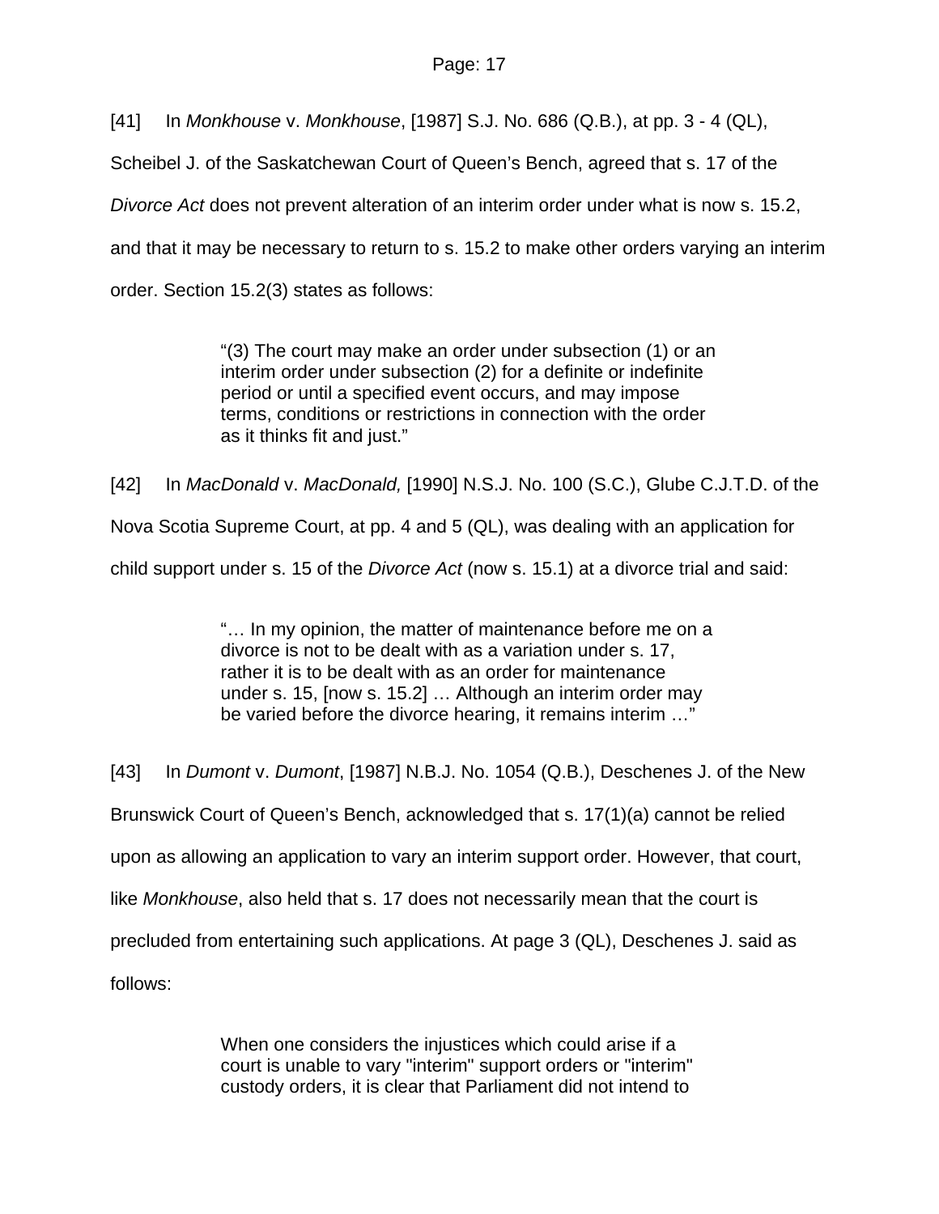[41] In *Monkhouse* v. *Monkhouse*, [1987] S.J. No. 686 (Q.B.), at pp. 3 - 4 (QL), Scheibel J. of the Saskatchewan Court of Queen's Bench, agreed that s. 17 of the *Divorce Act* does not prevent alteration of an interim order under what is now s. 15.2, and that it may be necessary to return to s. 15.2 to make other orders varying an interim order. Section 15.2(3) states as follows:

> "(3) The court may make an order under subsection (1) or an interim order under subsection (2) for a definite or indefinite period or until a specified event occurs, and may impose terms, conditions or restrictions in connection with the order as it thinks fit and just."

[42] In *MacDonald* v. *MacDonald,* [1990] N.S.J. No. 100 (S.C.), Glube C.J.T.D. of the Nova Scotia Supreme Court, at pp. 4 and 5 (QL), was dealing with an application for child support under s. 15 of the *Divorce Act* (now s. 15.1) at a divorce trial and said:

> "… In my opinion, the matter of maintenance before me on a divorce is not to be dealt with as a variation under s. 17, rather it is to be dealt with as an order for maintenance under s. 15, [now s. 15.2] … Although an interim order may be varied before the divorce hearing, it remains interim …"

[43] In *Dumont* v. *Dumont*, [1987] N.B.J. No. 1054 (Q.B.), Deschenes J. of the New Brunswick Court of Queen's Bench, acknowledged that s. 17(1)(a) cannot be relied upon as allowing an application to vary an interim support order. However, that court, like *Monkhouse*, also held that s. 17 does not necessarily mean that the court is precluded from entertaining such applications. At page 3 (QL), Deschenes J. said as follows:

> When one considers the injustices which could arise if a court is unable to vary "interim" support orders or "interim" custody orders, it is clear that Parliament did not intend to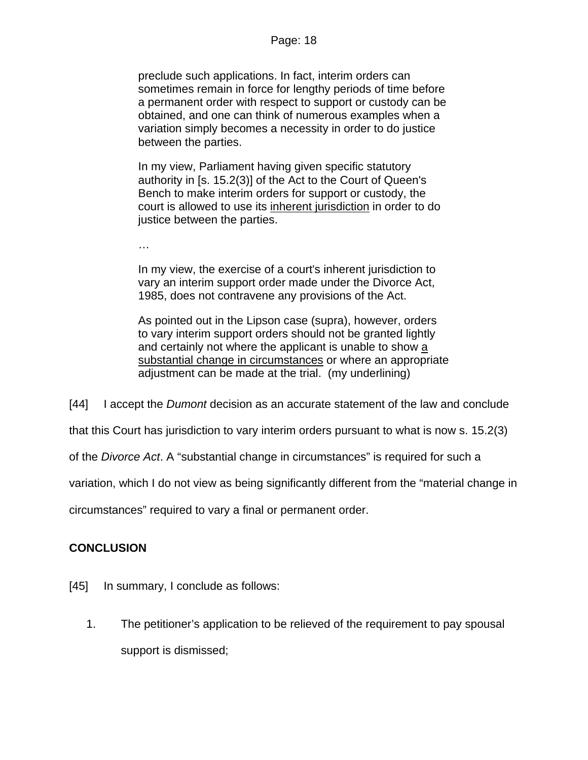> preclude such applications. In fact, interim orders can sometimes remain in force for lengthy periods of time before a permanent order with respect to support or custody can be obtained, and one can think of numerous examples when a variation simply becomes a necessity in order to do justice between the parties.
>
> In my view, Parliament having given specific statutory authority in [s. 15.2(3)] of the Act to the Court of Queen's Bench to make interim orders for support or custody, the court is allowed to use its <u>inherent jurisdiction</u> in order to do justice between the parties.
>
> …
>
> In my view, the exercise of a court's inherent jurisdiction to vary an interim support order made under the Divorce Act, 1985, does not contravene any provisions of the Act.
>
> As pointed out in the Lipson case (supra), however, orders to vary interim support orders should not be granted lightly and certainly not where the applicant is unable to show <u>a substantial change in circumstances</u> or where an appropriate adjustment can be made at the trial. (my underlining)

[44] I accept the *Dumont* decision as an accurate statement of the law and conclude that this Court has jurisdiction to vary interim orders pursuant to what is now s. 15.2(3) of the *Divorce Act*. A "substantial change in circumstances" is required for such a variation, which I do not view as being significantly different from the "material change in circumstances" required to vary a final or permanent order.

## CONCLUSION

[45] In summary, I conclude as follows:

1. The petitioner's application to be relieved of the requirement to pay spousal support is dismissed;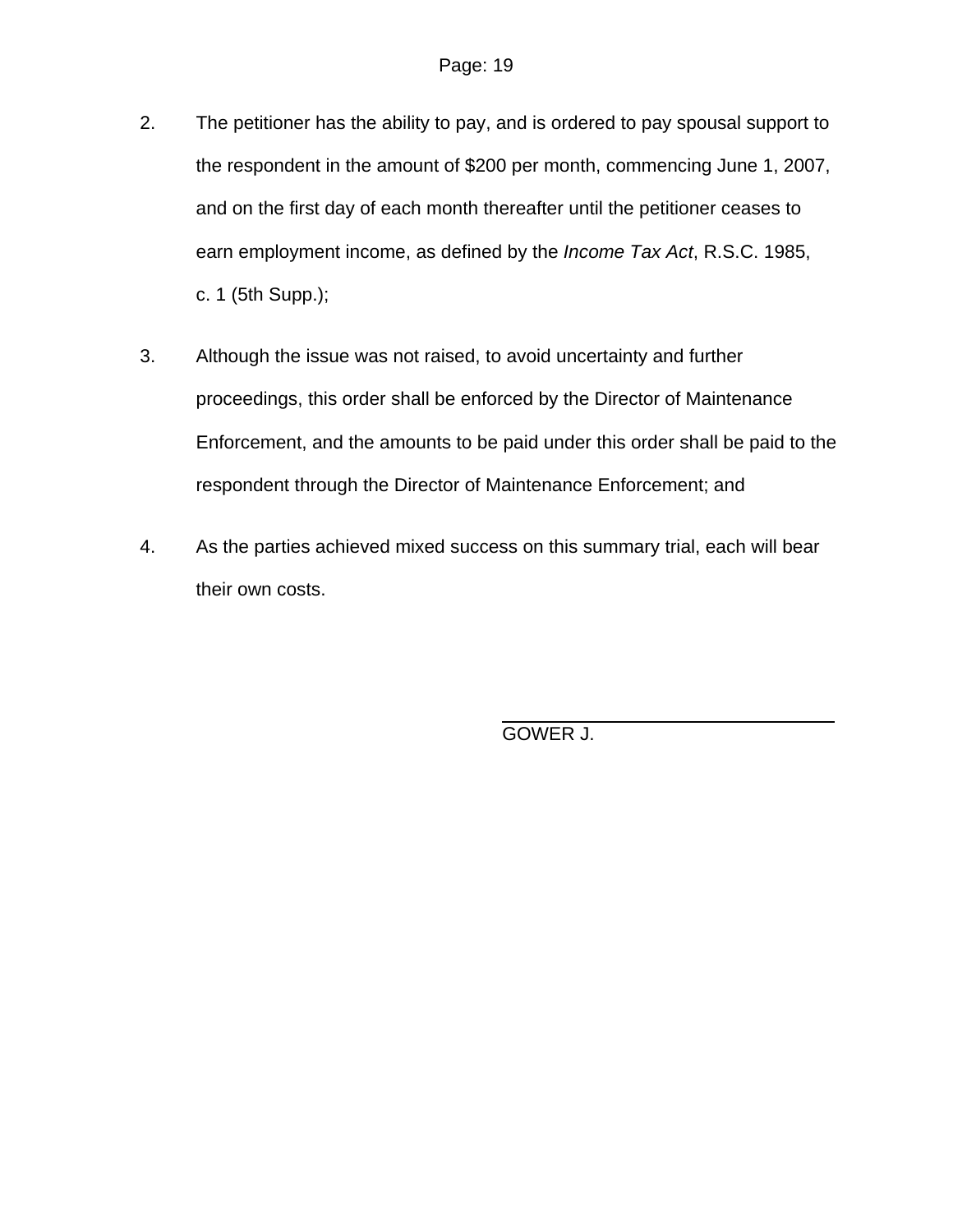2. The petitioner has the ability to pay, and is ordered to pay spousal support to the respondent in the amount of $200 per month, commencing June 1, 2007, and on the first day of each month thereafter until the petitioner ceases to earn employment income, as defined by the *Income Tax Act*, R.S.C. 1985, c. 1 (5th Supp.);

3. Although the issue was not raised, to avoid uncertainty and further proceedings, this order shall be enforced by the Director of Maintenance Enforcement, and the amounts to be paid under this order shall be paid to the respondent through the Director of Maintenance Enforcement; and

4. As the parties achieved mixed success on this summary trial, each will bear their own costs.

GOWER J.